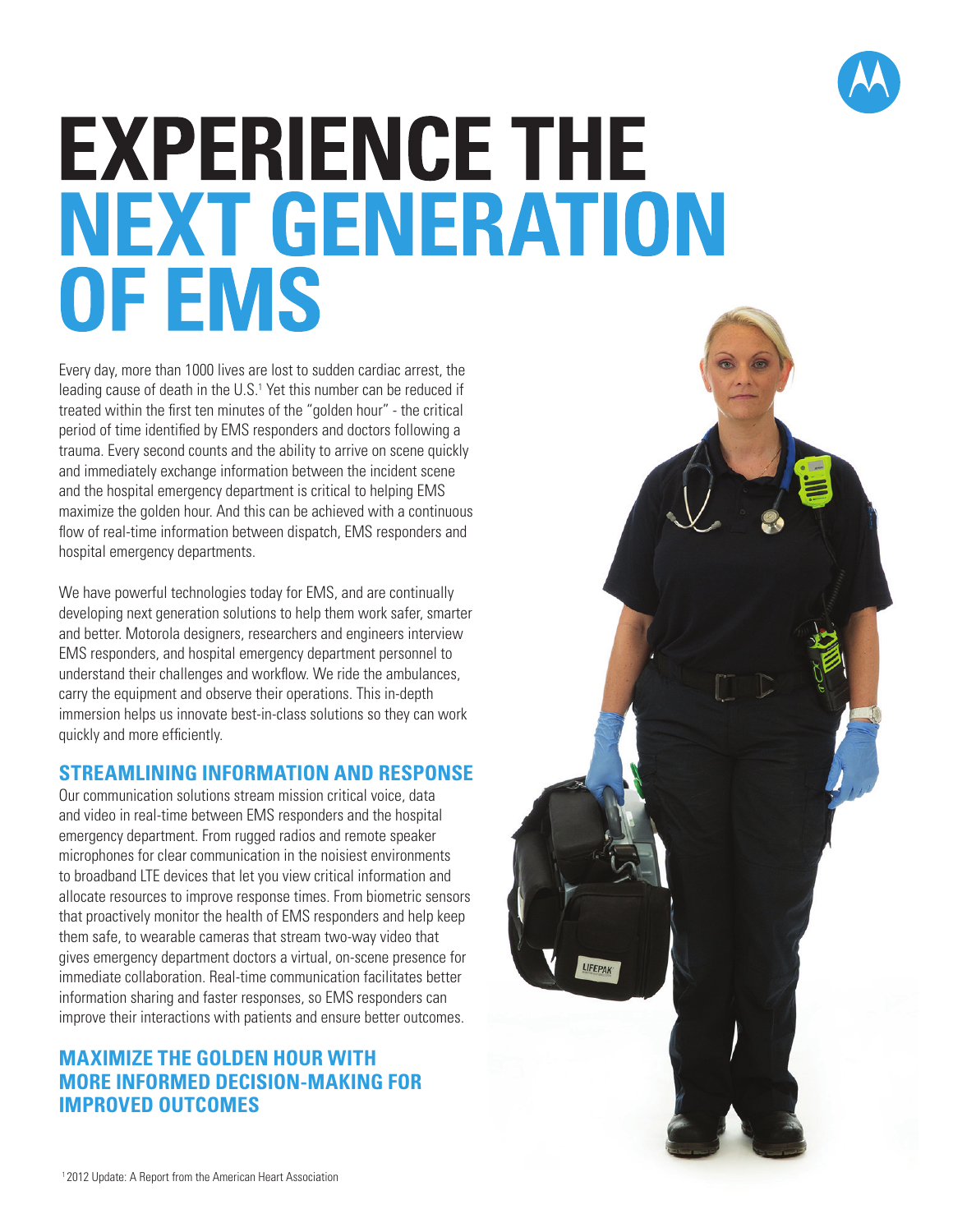# EXPERIENCE THE NEXT GENERATION OF EMS

Every day, more than 1000 lives are lost to sudden cardiac arrest, the leading cause of death in the U.S.[1] Yet this number can be reduced if treated within the first ten minutes of the "golden hour" - the critical period of time identified by EMS responders and doctors following a trauma. Every second counts and the ability to arrive on scene quickly and immediately exchange information between the incident scene and the hospital emergency department is critical to helping EMS maximize the golden hour. And this can be achieved with a continuous flow of real-time information between dispatch, EMS responders and hospital emergency departments.

We have powerful technologies today for EMS, and are continually developing next generation solutions to help them work safer, smarter and better. Motorola designers, researchers and engineers interview EMS responders, and hospital emergency department personnel to understand their challenges and workflow. We ride the ambulances, carry the equipment and observe their operations. This in-depth immersion helps us innovate best-in-class solutions so they can work quickly and more efficiently.

## STREAMLINING INFORMATION AND RESPONSE

Our communication solutions stream mission critical voice, data and video in real-time between EMS responders and the hospital emergency department. From rugged radios and remote speaker microphones for clear communication in the noisiest environments to broadband LTE devices that let you view critical information and allocate resources to improve response times. From biometric sensors that proactively monitor the health of EMS responders and help keep them safe, to wearable cameras that stream two-way video that gives emergency department doctors a virtual, on-scene presence for immediate collaboration. Real-time communication facilitates better information sharing and faster responses, so EMS responders can improve their interactions with patients and ensure better outcomes.

## MAXIMIZE THE GOLDEN HOUR WITH MORE INFORMED DECISION-MAKING FOR IMPROVED OUTCOMES

[1] 2012 Update: A Report from the American Heart Association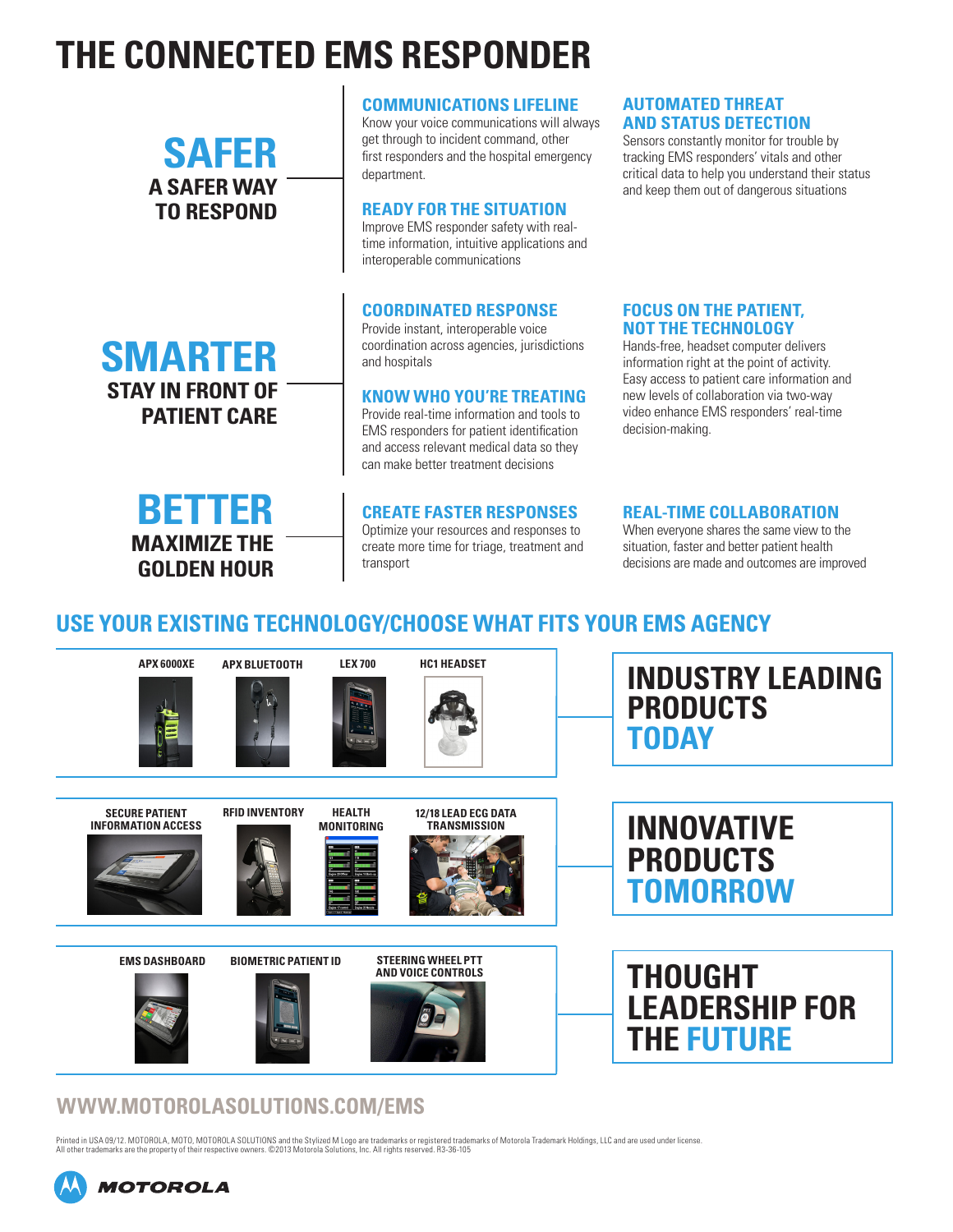# THE CONNECTED EMS RESPONDER

## SAFER
### A SAFER WAY TO RESPOND

**COMMUNICATIONS LIFELINE**
Know your voice communications will always get through to incident command, other first responders and the hospital emergency department.

**READY FOR THE SITUATION**
Improve EMS responder safety with real-time information, intuitive applications and interoperable communications

**AUTOMATED THREAT AND STATUS DETECTION**
Sensors constantly monitor for trouble by tracking EMS responders' vitals and other critical data to help you understand their status and keep them out of dangerous situations

## SMARTER
### STAY IN FRONT OF PATIENT CARE

**COORDINATED RESPONSE**
Provide instant, interoperable voice coordination across agencies, jurisdictions and hospitals

**KNOW WHO YOU'RE TREATING**
Provide real-time information and tools to EMS responders for patient identification and access relevant medical data so they can make better treatment decisions

**FOCUS ON THE PATIENT, NOT THE TECHNOLOGY**
Hands-free, headset computer delivers information right at the point of activity. Easy access to patient care information and new levels of collaboration via two-way video enhance EMS responders' real-time decision-making.

## BETTER
### MAXIMIZE THE GOLDEN HOUR

**CREATE FASTER RESPONSES**
Optimize your resources and responses to create more time for triage, treatment and transport

**REAL-TIME COLLABORATION**
When everyone shares the same view to the situation, faster and better patient health decisions are made and outcomes are improved

## USE YOUR EXISTING TECHNOLOGY/CHOOSE WHAT FITS YOUR EMS AGENCY

APX 6000XE | APX BLUETOOTH | LEX 700 | HC1 HEADSET

**INDUSTRY LEADING PRODUCTS TODAY**

SECURE PATIENT INFORMATION ACCESS | RFID INVENTORY | HEALTH MONITORING | 12/18 LEAD ECG DATA TRANSMISSION

**INNOVATIVE PRODUCTS TOMORROW**

EMS DASHBOARD | BIOMETRIC PATIENT ID | STEERING WHEEL PTT AND VOICE CONTROLS

**THOUGHT LEADERSHIP FOR THE FUTURE**

**WWW.MOTOROLASOLUTIONS.COM/EMS**

Printed in USA 09/12. MOTOROLA, MOTO, MOTOROLA SOLUTIONS and the Stylized M Logo are trademarks or registered trademarks of Motorola Trademark Holdings, LLC and are used under license. All other trademarks are the property of their respective owners. ©2013 Motorola Solutions, Inc. All rights reserved. R3-36-105

MOTOROLA